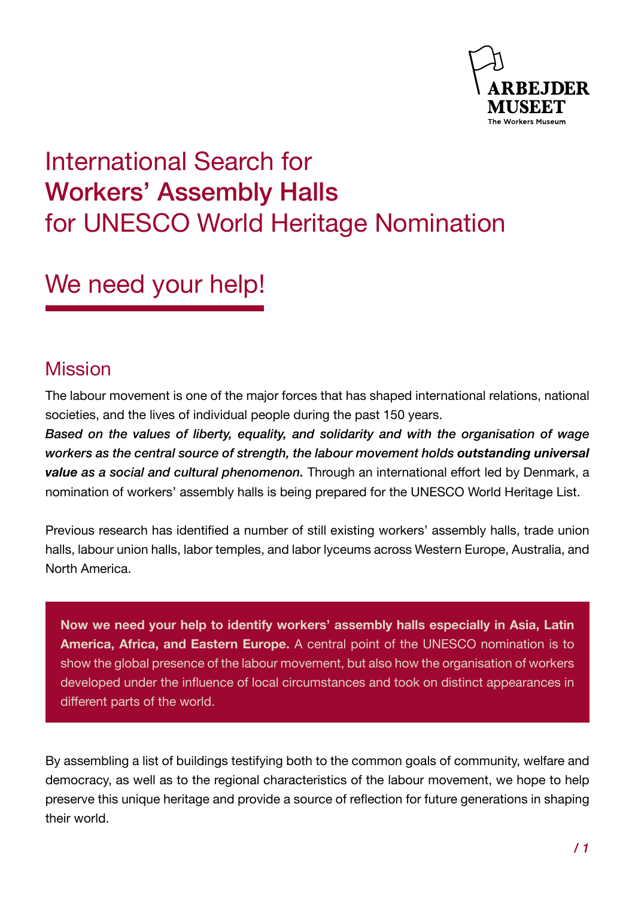ARBEJDER MUSEET
The Workers Museum

# International Search for **Workers' Assembly Halls** for UNESCO World Heritage Nomination

# We need your help!

## Mission

The labour movement is one of the major forces that has shaped international relations, national societies, and the lives of individual people during the past 150 years.
***Based on the values of liberty, equality, and solidarity and with the organisation of wage workers as the central source of strength, the labour movement holds outstanding universal value as a social and cultural phenomenon.*** Through an international effort led by Denmark, a nomination of workers' assembly halls is being prepared for the UNESCO World Heritage List.

Previous research has identified a number of still existing workers' assembly halls, trade union halls, labour union halls, labor temples, and labor lyceums across Western Europe, Australia, and North America.

**Now we need your help to identify workers' assembly halls especially in Asia, Latin America, Africa, and Eastern Europe.** A central point of the UNESCO nomination is to show the global presence of the labour movement, but also how the organisation of workers developed under the influence of local circumstances and took on distinct appearances in different parts of the world.

By assembling a list of buildings testifying both to the common goals of community, welfare and democracy, as well as to the regional characteristics of the labour movement, we hope to help preserve this unique heritage and provide a source of reflection for future generations in shaping their world.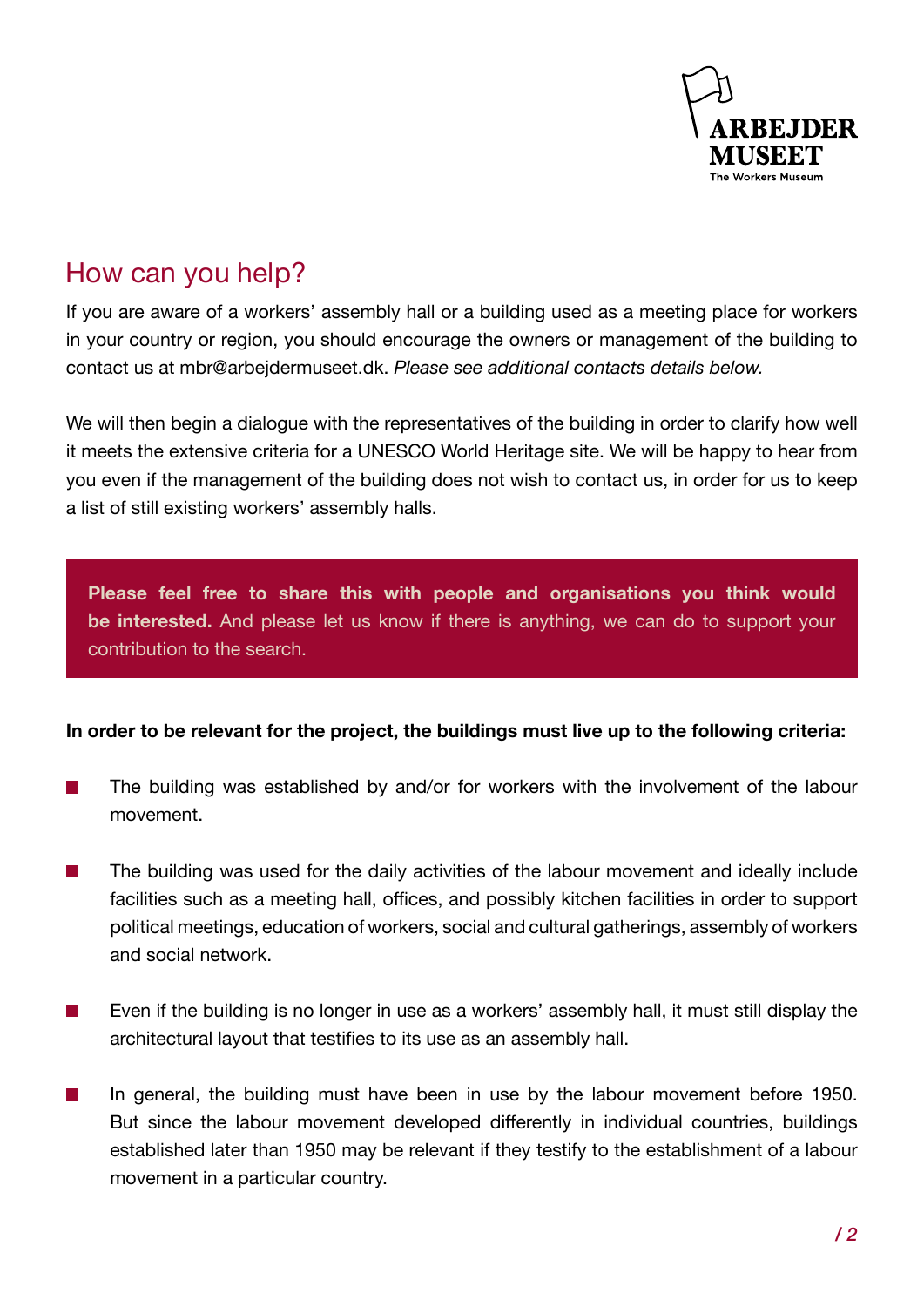## How can you help?

If you are aware of a workers' assembly hall or a building used as a meeting place for workers in your country or region, you should encourage the owners or management of the building to contact us at mbr@arbejdermuseet.dk. *Please see additional contacts details below.*

We will then begin a dialogue with the representatives of the building in order to clarify how well it meets the extensive criteria for a UNESCO World Heritage site. We will be happy to hear from you even if the management of the building does not wish to contact us, in order for us to keep a list of still existing workers' assembly halls.

**Please feel free to share this with people and organisations you think would be interested.** And please let us know if there is anything, we can do to support your contribution to the search.

**In order to be relevant for the project, the buildings must live up to the following criteria:**

- The building was established by and/or for workers with the involvement of the labour movement.
- The building was used for the daily activities of the labour movement and ideally include facilities such as a meeting hall, offices, and possibly kitchen facilities in order to support political meetings, education of workers, social and cultural gatherings, assembly of workers and social network.
- Even if the building is no longer in use as a workers' assembly hall, it must still display the architectural layout that testifies to its use as an assembly hall.
- In general, the building must have been in use by the labour movement before 1950. But since the labour movement developed differently in individual countries, buildings established later than 1950 may be relevant if they testify to the establishment of a labour movement in a particular country.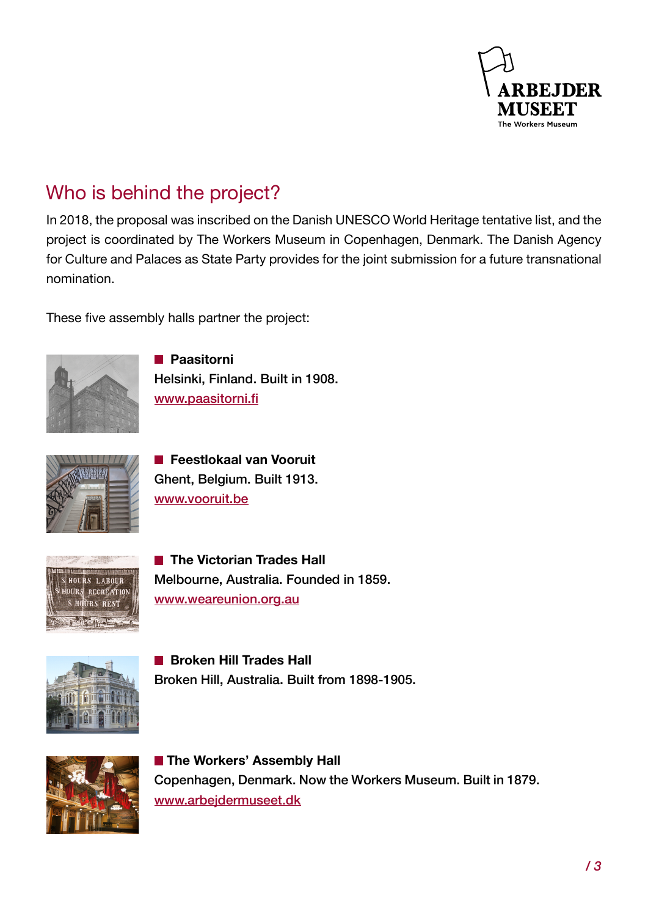## Who is behind the project?

In 2018, the proposal was inscribed on the Danish UNESCO World Heritage tentative list, and the project is coordinated by The Workers Museum in Copenhagen, Denmark. The Danish Agency for Culture and Palaces as State Party provides for the joint submission for a future transnational nomination.

These five assembly halls partner the project:

**Paasitorni**
Helsinki, Finland. Built in 1908.
www.paasitorni.fi

**Feestlokaal van Vooruit**
Ghent, Belgium. Built 1913.
www.vooruit.be

**The Victorian Trades Hall**
Melbourne, Australia. Founded in 1859.
www.weareunion.org.au

**Broken Hill Trades Hall**
Broken Hill, Australia. Built from 1898-1905.

**The Workers' Assembly Hall**
Copenhagen, Denmark. Now the Workers Museum. Built in 1879.
www.arbejdermuseet.dk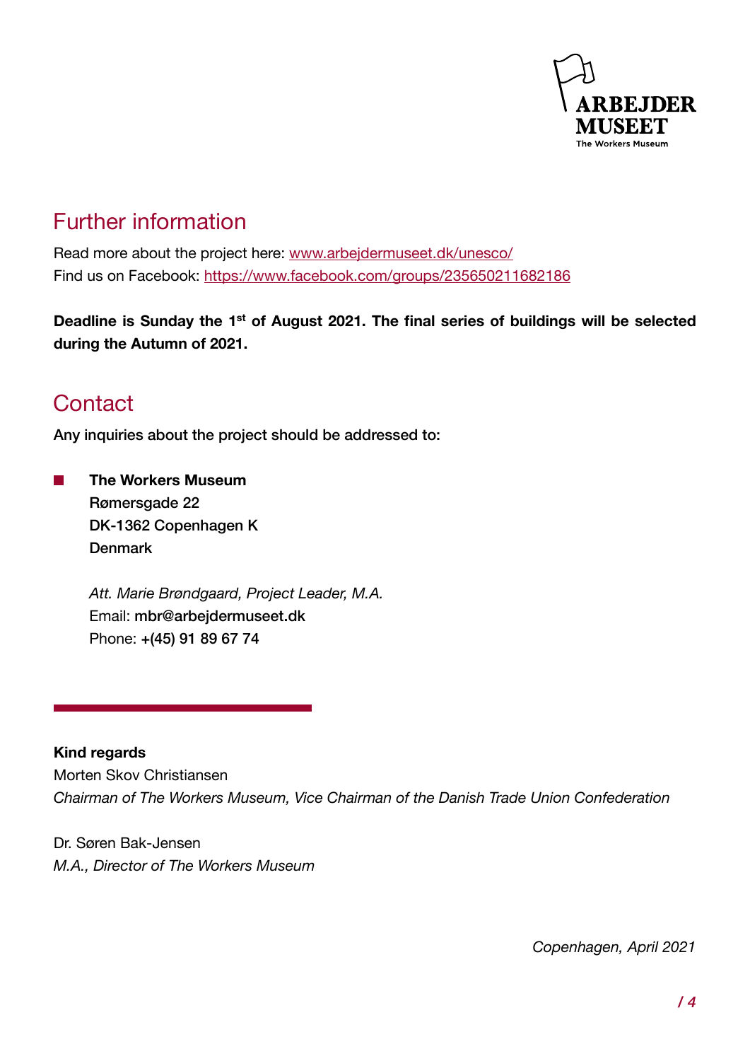## Further information

Read more about the project here: [www.arbejdermuseet.dk/unesco/](www.arbejdermuseet.dk/unesco/)
Find us on Facebook: [https://www.facebook.com/groups/235650211682186](https://www.facebook.com/groups/235650211682186)

**Deadline is Sunday the 1st of August 2021. The final series of buildings will be selected during the Autumn of 2021.**

## Contact

Any inquiries about the project should be addressed to:

- **The Workers Museum**
  Rømersgade 22
  DK-1362 Copenhagen K
  Denmark

  *Att. Marie Brøndgaard, Project Leader, M.A.*
  Email: mbr@arbejdermuseet.dk
  Phone: +(45) 91 89 67 74

---

**Kind regards**
Morten Skov Christiansen
*Chairman of The Workers Museum, Vice Chairman of the Danish Trade Union Confederation*

Dr. Søren Bak-Jensen
*M.A., Director of The Workers Museum*

*Copenhagen, April 2021*